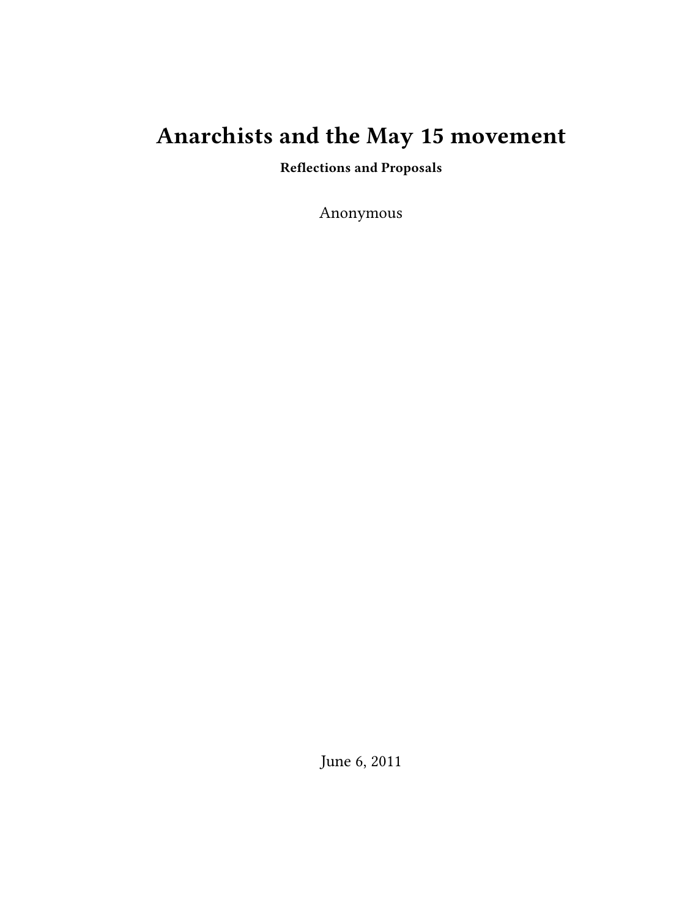# Anarchists and the May 15 movement

**Reflections and Proposals**

Anonymous

June 6, 2011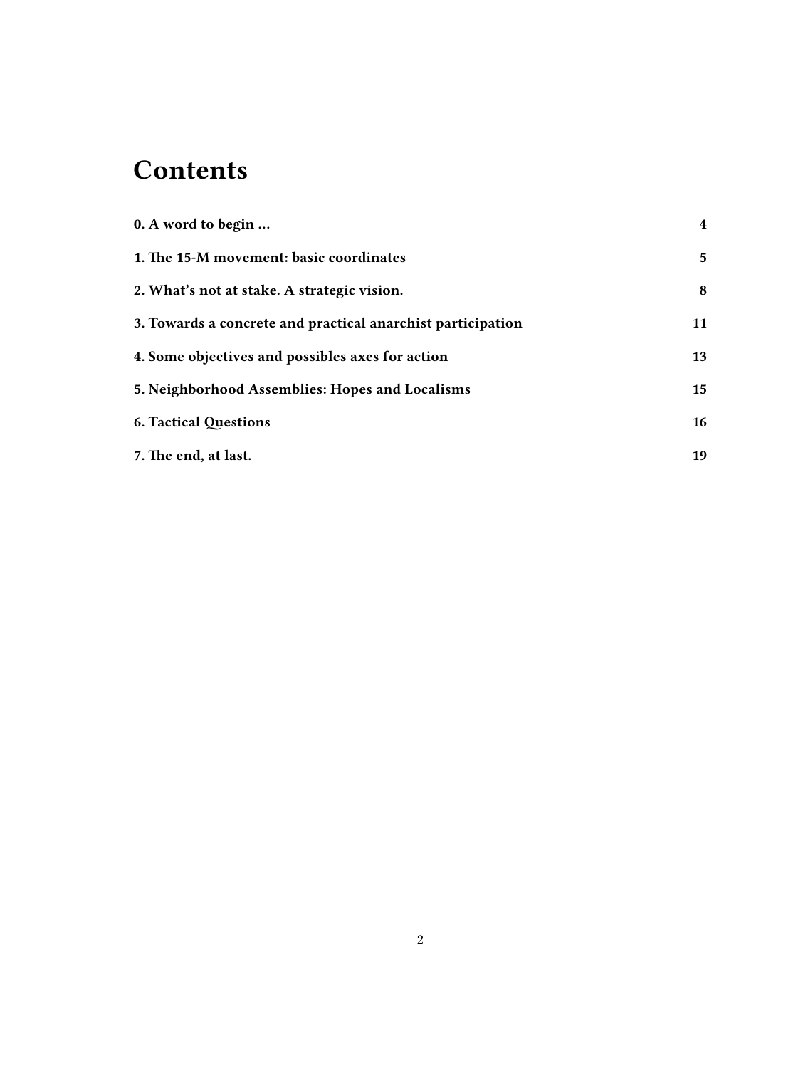# Contents

| | |
|---|---|
| **0. A word to begin …** | **4** |
| **1. The 15-M movement: basic coordinates** | **5** |
| **2. What's not at stake. A strategic vision.** | **8** |
| **3. Towards a concrete and practical anarchist participation** | **11** |
| **4. Some objectives and possibles axes for action** | **13** |
| **5. Neighborhood Assemblies: Hopes and Localisms** | **15** |
| **6. Tactical Questions** | **16** |
| **7. The end, at last.** | **19** |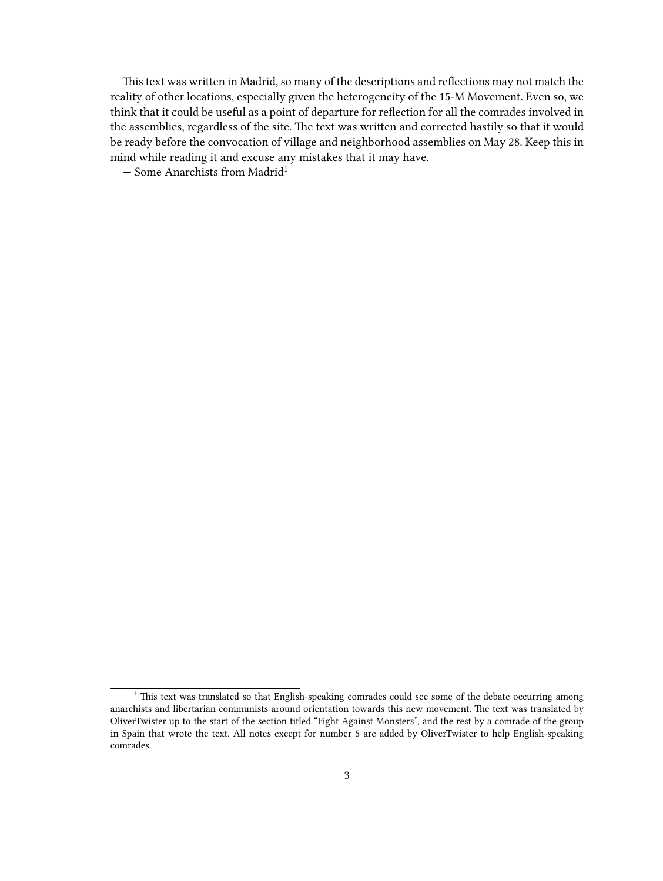This text was written in Madrid, so many of the descriptions and reflections may not match the reality of other locations, especially given the heterogeneity of the 15-M Movement. Even so, we think that it could be useful as a point of departure for reflection for all the comrades involved in the assemblies, regardless of the site. The text was written and corrected hastily so that it would be ready before the convocation of village and neighborhood assemblies on May 28. Keep this in mind while reading it and excuse any mistakes that it may have.

— Some Anarchists from Madrid[1]

[1] This text was translated so that English-speaking comrades could see some of the debate occurring among anarchists and libertarian communists around orientation towards this new movement. The text was translated by OliverTwister up to the start of the section titled "Fight Against Monsters", and the rest by a comrade of the group in Spain that wrote the text. All notes except for number 5 are added by OliverTwister to help English-speaking comrades.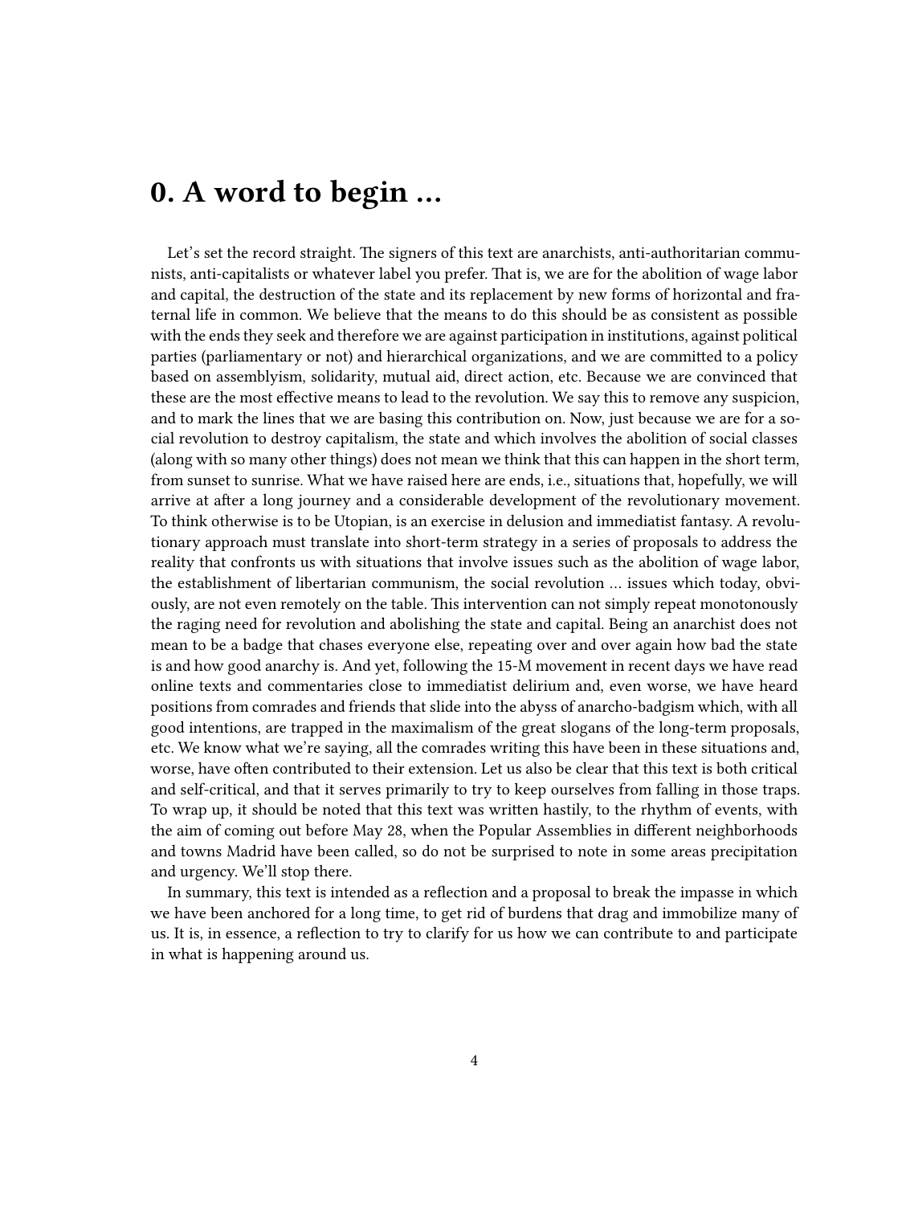# 0. A word to begin …

Let's set the record straight. The signers of this text are anarchists, anti-authoritarian communists, anti-capitalists or whatever label you prefer. That is, we are for the abolition of wage labor and capital, the destruction of the state and its replacement by new forms of horizontal and fraternal life in common. We believe that the means to do this should be as consistent as possible with the ends they seek and therefore we are against participation in institutions, against political parties (parliamentary or not) and hierarchical organizations, and we are committed to a policy based on assemblyism, solidarity, mutual aid, direct action, etc. Because we are convinced that these are the most effective means to lead to the revolution. We say this to remove any suspicion, and to mark the lines that we are basing this contribution on. Now, just because we are for a social revolution to destroy capitalism, the state and which involves the abolition of social classes (along with so many other things) does not mean we think that this can happen in the short term, from sunset to sunrise. What we have raised here are ends, i.e., situations that, hopefully, we will arrive at after a long journey and a considerable development of the revolutionary movement. To think otherwise is to be Utopian, is an exercise in delusion and immediatist fantasy. A revolutionary approach must translate into short-term strategy in a series of proposals to address the reality that confronts us with situations that involve issues such as the abolition of wage labor, the establishment of libertarian communism, the social revolution … issues which today, obviously, are not even remotely on the table. This intervention can not simply repeat monotonously the raging need for revolution and abolishing the state and capital. Being an anarchist does not mean to be a badge that chases everyone else, repeating over and over again how bad the state is and how good anarchy is. And yet, following the 15-M movement in recent days we have read online texts and commentaries close to immediatist delirium and, even worse, we have heard positions from comrades and friends that slide into the abyss of anarcho-badgism which, with all good intentions, are trapped in the maximalism of the great slogans of the long-term proposals, etc. We know what we're saying, all the comrades writing this have been in these situations and, worse, have often contributed to their extension. Let us also be clear that this text is both critical and self-critical, and that it serves primarily to try to keep ourselves from falling in those traps. To wrap up, it should be noted that this text was written hastily, to the rhythm of events, with the aim of coming out before May 28, when the Popular Assemblies in different neighborhoods and towns Madrid have been called, so do not be surprised to note in some areas precipitation and urgency. We'll stop there.

In summary, this text is intended as a reflection and a proposal to break the impasse in which we have been anchored for a long time, to get rid of burdens that drag and immobilize many of us. It is, in essence, a reflection to try to clarify for us how we can contribute to and participate in what is happening around us.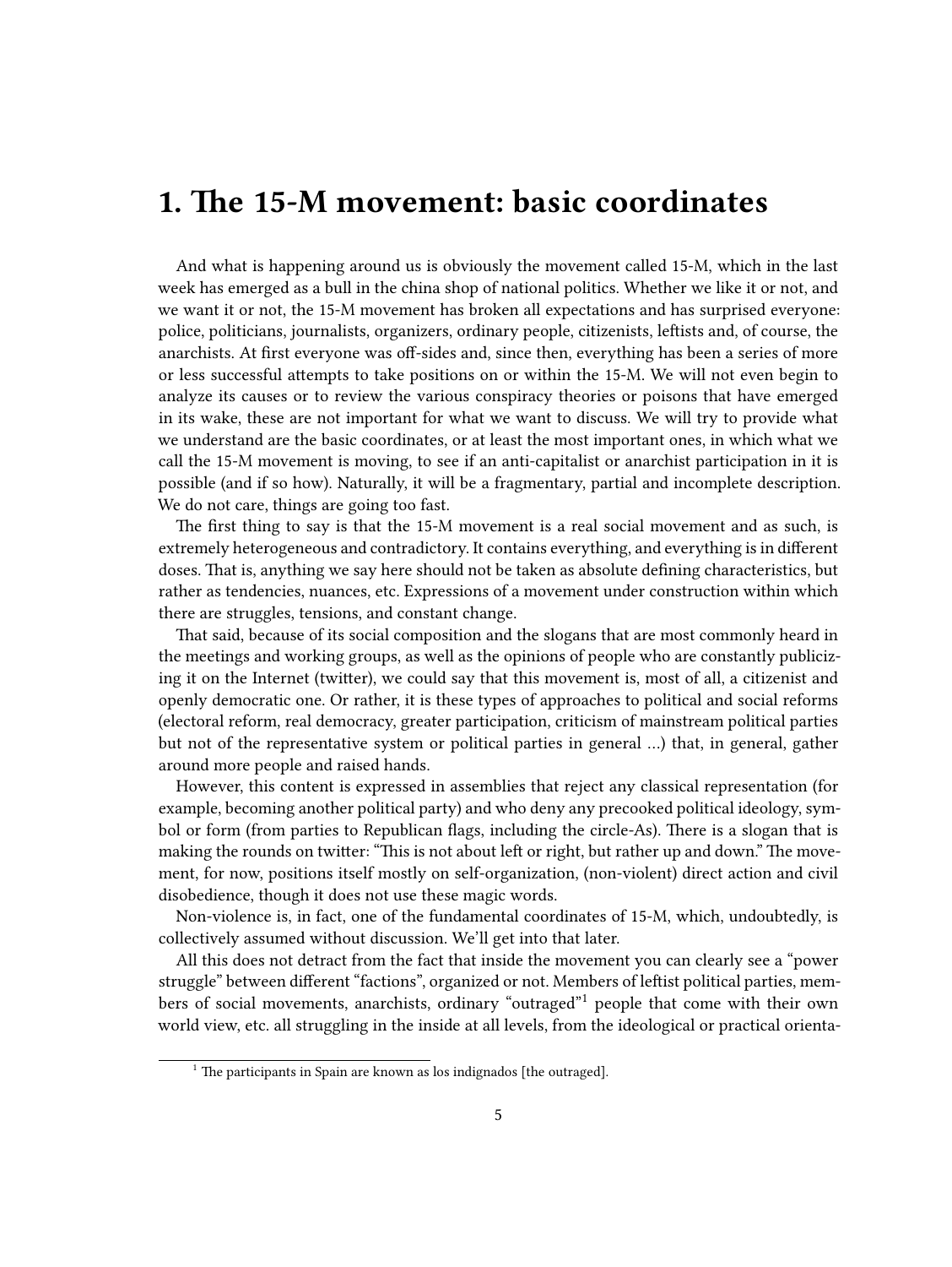# 1. The 15-M movement: basic coordinates

And what is happening around us is obviously the movement called 15-M, which in the last week has emerged as a bull in the china shop of national politics. Whether we like it or not, and we want it or not, the 15-M movement has broken all expectations and has surprised everyone: police, politicians, journalists, organizers, ordinary people, citizenists, leftists and, of course, the anarchists. At first everyone was off-sides and, since then, everything has been a series of more or less successful attempts to take positions on or within the 15-M. We will not even begin to analyze its causes or to review the various conspiracy theories or poisons that have emerged in its wake, these are not important for what we want to discuss. We will try to provide what we understand are the basic coordinates, or at least the most important ones, in which what we call the 15-M movement is moving, to see if an anti-capitalist or anarchist participation in it is possible (and if so how). Naturally, it will be a fragmentary, partial and incomplete description. We do not care, things are going too fast.

The first thing to say is that the 15-M movement is a real social movement and as such, is extremely heterogeneous and contradictory. It contains everything, and everything is in different doses. That is, anything we say here should not be taken as absolute defining characteristics, but rather as tendencies, nuances, etc. Expressions of a movement under construction within which there are struggles, tensions, and constant change.

That said, because of its social composition and the slogans that are most commonly heard in the meetings and working groups, as well as the opinions of people who are constantly publicizing it on the Internet (twitter), we could say that this movement is, most of all, a citizenist and openly democratic one. Or rather, it is these types of approaches to political and social reforms (electoral reform, real democracy, greater participation, criticism of mainstream political parties but not of the representative system or political parties in general …) that, in general, gather around more people and raised hands.

However, this content is expressed in assemblies that reject any classical representation (for example, becoming another political party) and who deny any precooked political ideology, symbol or form (from parties to Republican flags, including the circle-As). There is a slogan that is making the rounds on twitter: "This is not about left or right, but rather up and down." The movement, for now, positions itself mostly on self-organization, (non-violent) direct action and civil disobedience, though it does not use these magic words.

Non-violence is, in fact, one of the fundamental coordinates of 15-M, which, undoubtedly, is collectively assumed without discussion. We'll get into that later.

All this does not detract from the fact that inside the movement you can clearly see a "power struggle" between different "factions", organized or not. Members of leftist political parties, members of social movements, anarchists, ordinary "outraged"[1] people that come with their own world view, etc. all struggling in the inside at all levels, from the ideological or practical orienta-

[1] The participants in Spain are known as los indignados [the outraged].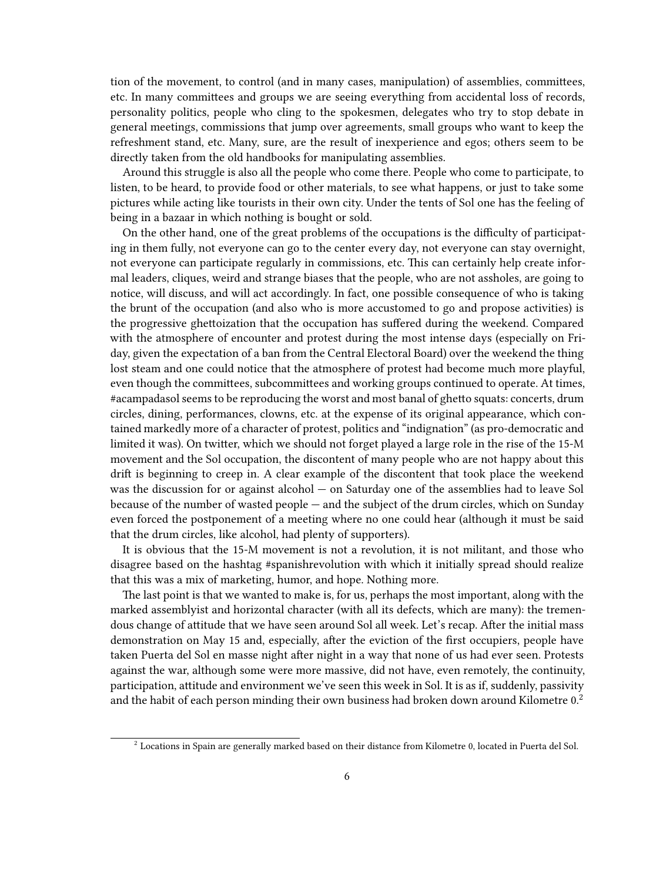tion of the movement, to control (and in many cases, manipulation) of assemblies, committees, etc. In many committees and groups we are seeing everything from accidental loss of records, personality politics, people who cling to the spokesmen, delegates who try to stop debate in general meetings, commissions that jump over agreements, small groups who want to keep the refreshment stand, etc. Many, sure, are the result of inexperience and egos; others seem to be directly taken from the old handbooks for manipulating assemblies.

Around this struggle is also all the people who come there. People who come to participate, to listen, to be heard, to provide food or other materials, to see what happens, or just to take some pictures while acting like tourists in their own city. Under the tents of Sol one has the feeling of being in a bazaar in which nothing is bought or sold.

On the other hand, one of the great problems of the occupations is the difficulty of participating in them fully, not everyone can go to the center every day, not everyone can stay overnight, not everyone can participate regularly in commissions, etc. This can certainly help create informal leaders, cliques, weird and strange biases that the people, who are not assholes, are going to notice, will discuss, and will act accordingly. In fact, one possible consequence of who is taking the brunt of the occupation (and also who is more accustomed to go and propose activities) is the progressive ghettoization that the occupation has suffered during the weekend. Compared with the atmosphere of encounter and protest during the most intense days (especially on Friday, given the expectation of a ban from the Central Electoral Board) over the weekend the thing lost steam and one could notice that the atmosphere of protest had become much more playful, even though the committees, subcommittees and working groups continued to operate. At times, #acampadasol seems to be reproducing the worst and most banal of ghetto squats: concerts, drum circles, dining, performances, clowns, etc. at the expense of its original appearance, which contained markedly more of a character of protest, politics and "indignation" (as pro-democratic and limited it was). On twitter, which we should not forget played a large role in the rise of the 15-M movement and the Sol occupation, the discontent of many people who are not happy about this drift is beginning to creep in. A clear example of the discontent that took place the weekend was the discussion for or against alcohol — on Saturday one of the assemblies had to leave Sol because of the number of wasted people — and the subject of the drum circles, which on Sunday even forced the postponement of a meeting where no one could hear (although it must be said that the drum circles, like alcohol, had plenty of supporters).

It is obvious that the 15-M movement is not a revolution, it is not militant, and those who disagree based on the hashtag #spanishrevolution with which it initially spread should realize that this was a mix of marketing, humor, and hope. Nothing more.

The last point is that we wanted to make is, for us, perhaps the most important, along with the marked assemblyist and horizontal character (with all its defects, which are many): the tremendous change of attitude that we have seen around Sol all week. Let's recap. After the initial mass demonstration on May 15 and, especially, after the eviction of the first occupiers, people have taken Puerta del Sol en masse night after night in a way that none of us had ever seen. Protests against the war, although some were more massive, did not have, even remotely, the continuity, participation, attitude and environment we've seen this week in Sol. It is as if, suddenly, passivity and the habit of each person minding their own business had broken down around Kilometre 0.[2]

[2] Locations in Spain are generally marked based on their distance from Kilometre 0, located in Puerta del Sol.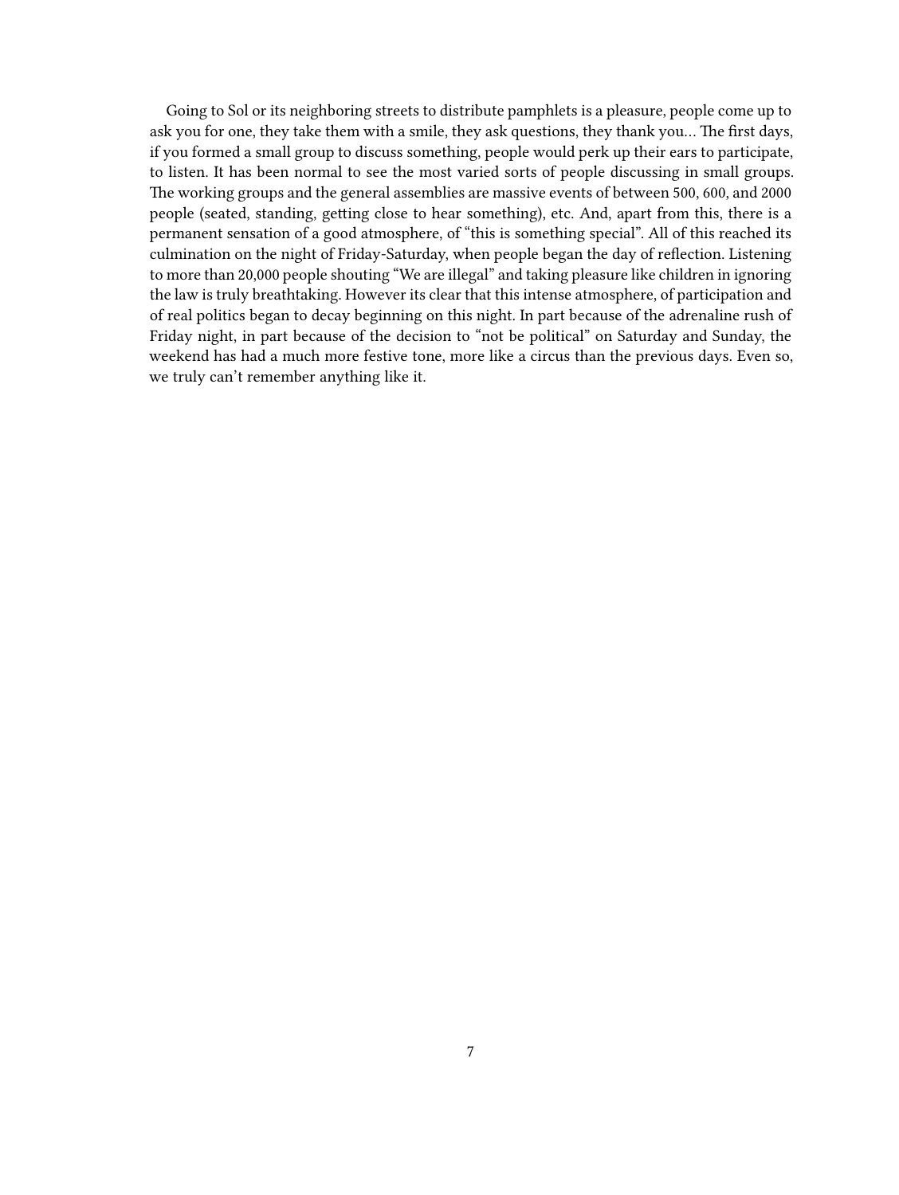Going to Sol or its neighboring streets to distribute pamphlets is a pleasure, people come up to ask you for one, they take them with a smile, they ask questions, they thank you… The first days, if you formed a small group to discuss something, people would perk up their ears to participate, to listen. It has been normal to see the most varied sorts of people discussing in small groups. The working groups and the general assemblies are massive events of between 500, 600, and 2000 people (seated, standing, getting close to hear something), etc. And, apart from this, there is a permanent sensation of a good atmosphere, of "this is something special". All of this reached its culmination on the night of Friday-Saturday, when people began the day of reflection. Listening to more than 20,000 people shouting "We are illegal" and taking pleasure like children in ignoring the law is truly breathtaking. However its clear that this intense atmosphere, of participation and of real politics began to decay beginning on this night. In part because of the adrenaline rush of Friday night, in part because of the decision to "not be political" on Saturday and Sunday, the weekend has had a much more festive tone, more like a circus than the previous days. Even so, we truly can't remember anything like it.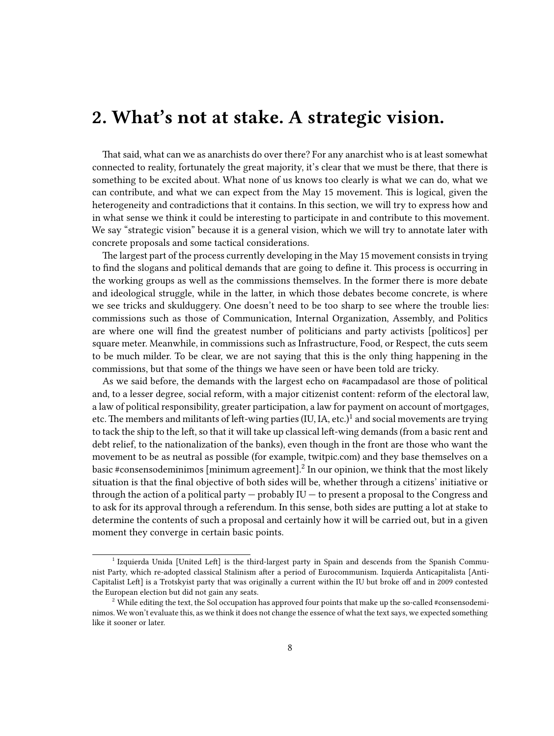# 2. What's not at stake. A strategic vision.

That said, what can we as anarchists do over there? For any anarchist who is at least somewhat connected to reality, fortunately the great majority, it's clear that we must be there, that there is something to be excited about. What none of us knows too clearly is what we can do, what we can contribute, and what we can expect from the May 15 movement. This is logical, given the heterogeneity and contradictions that it contains. In this section, we will try to express how and in what sense we think it could be interesting to participate in and contribute to this movement. We say "strategic vision" because it is a general vision, which we will try to annotate later with concrete proposals and some tactical considerations.

The largest part of the process currently developing in the May 15 movement consists in trying to find the slogans and political demands that are going to define it. This process is occurring in the working groups as well as the commissions themselves. In the former there is more debate and ideological struggle, while in the latter, in which those debates become concrete, is where we see tricks and skulduggery. One doesn't need to be too sharp to see where the trouble lies: commissions such as those of Communication, Internal Organization, Assembly, and Politics are where one will find the greatest number of politicians and party activists [políticos] per square meter. Meanwhile, in commissions such as Infrastructure, Food, or Respect, the cuts seem to be much milder. To be clear, we are not saying that this is the only thing happening in the commissions, but that some of the things we have seen or have been told are tricky.

As we said before, the demands with the largest echo on #acampadasol are those of political and, to a lesser degree, social reform, with a major citizenist content: reform of the electoral law, a law of political responsibility, greater participation, a law for payment on account of mortgages, etc. The members and militants of left-wing parties (IU, IA, etc.)[1] and social movements are trying to tack the ship to the left, so that it will take up classical left-wing demands (from a basic rent and debt relief, to the nationalization of the banks), even though in the front are those who want the movement to be as neutral as possible (for example, twitpic.com) and they base themselves on a basic #consensodeminimos [minimum agreement].[2] In our opinion, we think that the most likely situation is that the final objective of both sides will be, whether through a citizens' initiative or through the action of a political party — probably IU — to present a proposal to the Congress and to ask for its approval through a referendum. In this sense, both sides are putting a lot at stake to determine the contents of such a proposal and certainly how it will be carried out, but in a given moment they converge in certain basic points.

---

[1] Izquierda Unida [United Left] is the third-largest party in Spain and descends from the Spanish Communist Party, which re-adopted classical Stalinism after a period of Eurocommunism. Izquierda Anticapitalista [Anti-Capitalist Left] is a Trotskyist party that was originally a current within the IU but broke off and in 2009 contested the European election but did not gain any seats.

[2] While editing the text, the Sol occupation has approved four points that make up the so-called #consensodeminimos. We won't evaluate this, as we think it does not change the essence of what the text says, we expected something like it sooner or later.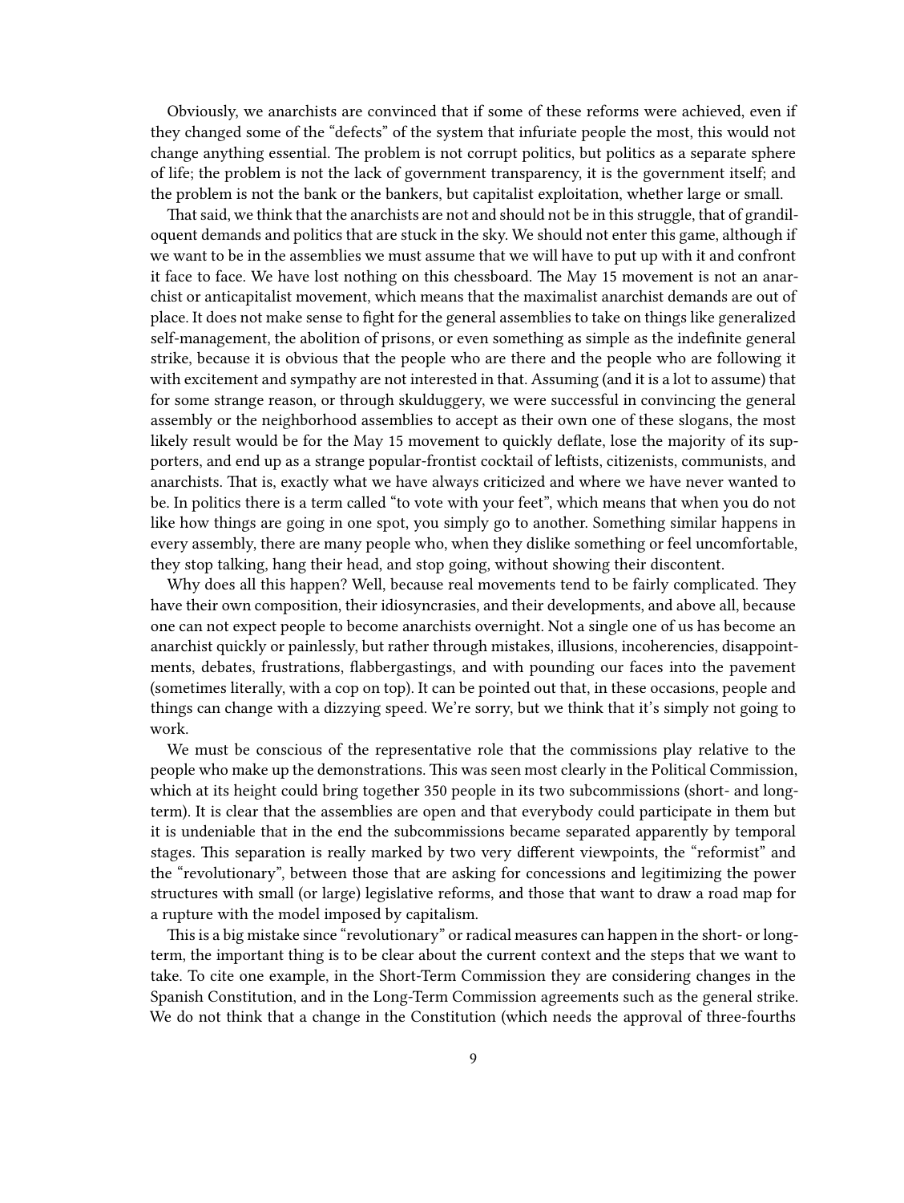Obviously, we anarchists are convinced that if some of these reforms were achieved, even if they changed some of the "defects" of the system that infuriate people the most, this would not change anything essential. The problem is not corrupt politics, but politics as a separate sphere of life; the problem is not the lack of government transparency, it is the government itself; and the problem is not the bank or the bankers, but capitalist exploitation, whether large or small.

That said, we think that the anarchists are not and should not be in this struggle, that of grandiloquent demands and politics that are stuck in the sky. We should not enter this game, although if we want to be in the assemblies we must assume that we will have to put up with it and confront it face to face. We have lost nothing on this chessboard. The May 15 movement is not an anarchist or anticapitalist movement, which means that the maximalist anarchist demands are out of place. It does not make sense to fight for the general assemblies to take on things like generalized self-management, the abolition of prisons, or even something as simple as the indefinite general strike, because it is obvious that the people who are there and the people who are following it with excitement and sympathy are not interested in that. Assuming (and it is a lot to assume) that for some strange reason, or through skulduggery, we were successful in convincing the general assembly or the neighborhood assemblies to accept as their own one of these slogans, the most likely result would be for the May 15 movement to quickly deflate, lose the majority of its supporters, and end up as a strange popular-frontist cocktail of leftists, citizenists, communists, and anarchists. That is, exactly what we have always criticized and where we have never wanted to be. In politics there is a term called "to vote with your feet", which means that when you do not like how things are going in one spot, you simply go to another. Something similar happens in every assembly, there are many people who, when they dislike something or feel uncomfortable, they stop talking, hang their head, and stop going, without showing their discontent.

Why does all this happen? Well, because real movements tend to be fairly complicated. They have their own composition, their idiosyncrasies, and their developments, and above all, because one can not expect people to become anarchists overnight. Not a single one of us has become an anarchist quickly or painlessly, but rather through mistakes, illusions, incoherencies, disappointments, debates, frustrations, flabbergastings, and with pounding our faces into the pavement (sometimes literally, with a cop on top). It can be pointed out that, in these occasions, people and things can change with a dizzying speed. We're sorry, but we think that it's simply not going to work.

We must be conscious of the representative role that the commissions play relative to the people who make up the demonstrations. This was seen most clearly in the Political Commission, which at its height could bring together 350 people in its two subcommissions (short- and long-term). It is clear that the assemblies are open and that everybody could participate in them but it is undeniable that in the end the subcommissions became separated apparently by temporal stages. This separation is really marked by two very different viewpoints, the "reformist" and the "revolutionary", between those that are asking for concessions and legitimizing the power structures with small (or large) legislative reforms, and those that want to draw a road map for a rupture with the model imposed by capitalism.

This is a big mistake since "revolutionary" or radical measures can happen in the short- or long-term, the important thing is to be clear about the current context and the steps that we want to take. To cite one example, in the Short-Term Commission they are considering changes in the Spanish Constitution, and in the Long-Term Commission agreements such as the general strike. We do not think that a change in the Constitution (which needs the approval of three-fourths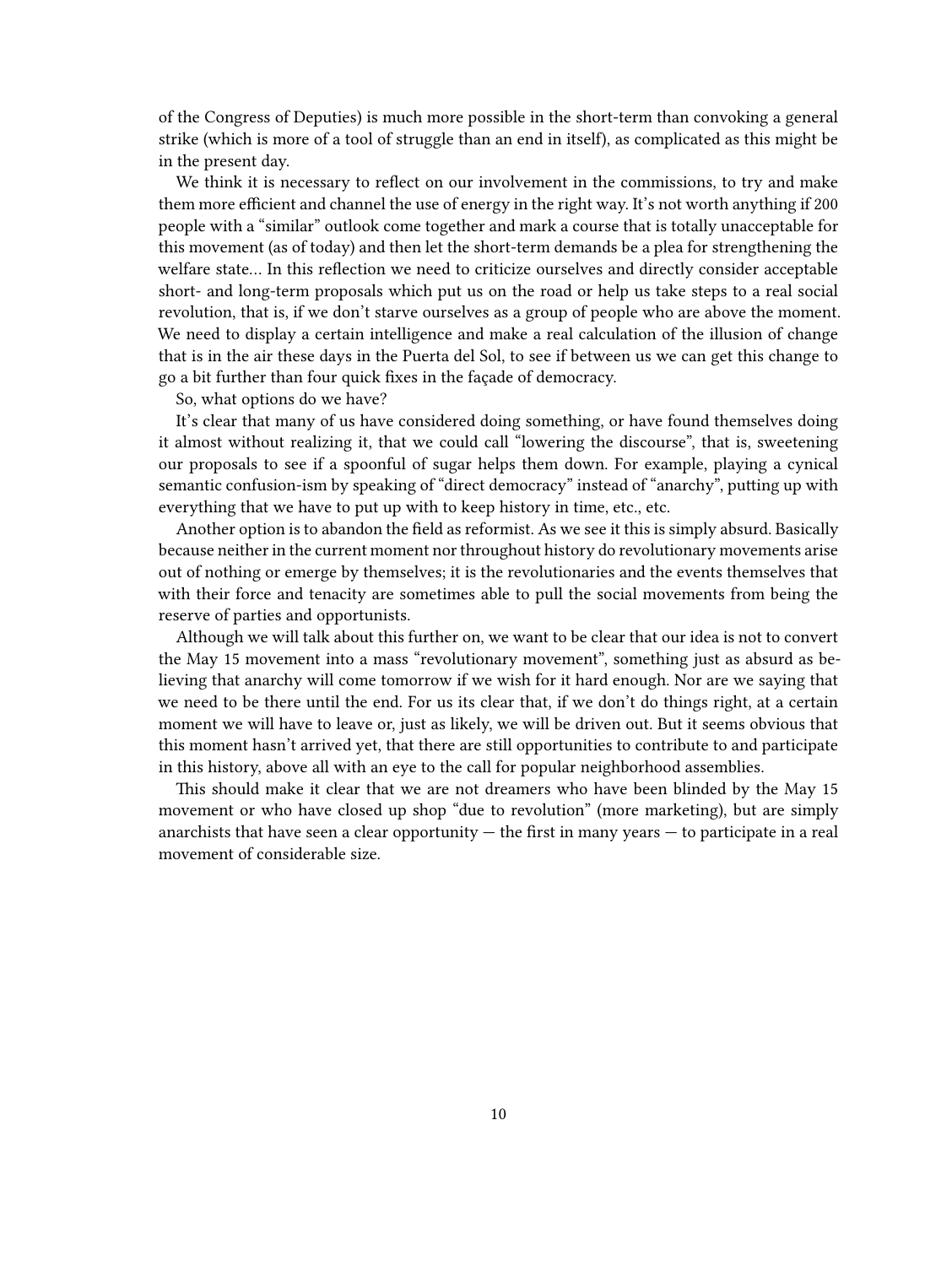of the Congress of Deputies) is much more possible in the short-term than convoking a general strike (which is more of a tool of struggle than an end in itself), as complicated as this might be in the present day.

We think it is necessary to reflect on our involvement in the commissions, to try and make them more efficient and channel the use of energy in the right way. It's not worth anything if 200 people with a "similar" outlook come together and mark a course that is totally unacceptable for this movement (as of today) and then let the short-term demands be a plea for strengthening the welfare state… In this reflection we need to criticize ourselves and directly consider acceptable short- and long-term proposals which put us on the road or help us take steps to a real social revolution, that is, if we don't starve ourselves as a group of people who are above the moment. We need to display a certain intelligence and make a real calculation of the illusion of change that is in the air these days in the Puerta del Sol, to see if between us we can get this change to go a bit further than four quick fixes in the façade of democracy.

So, what options do we have?

It's clear that many of us have considered doing something, or have found themselves doing it almost without realizing it, that we could call "lowering the discourse", that is, sweetening our proposals to see if a spoonful of sugar helps them down. For example, playing a cynical semantic confusion-ism by speaking of "direct democracy" instead of "anarchy", putting up with everything that we have to put up with to keep history in time, etc., etc.

Another option is to abandon the field as reformist. As we see it this is simply absurd. Basically because neither in the current moment nor throughout history do revolutionary movements arise out of nothing or emerge by themselves; it is the revolutionaries and the events themselves that with their force and tenacity are sometimes able to pull the social movements from being the reserve of parties and opportunists.

Although we will talk about this further on, we want to be clear that our idea is not to convert the May 15 movement into a mass "revolutionary movement", something just as absurd as believing that anarchy will come tomorrow if we wish for it hard enough. Nor are we saying that we need to be there until the end. For us its clear that, if we don't do things right, at a certain moment we will have to leave or, just as likely, we will be driven out. But it seems obvious that this moment hasn't arrived yet, that there are still opportunities to contribute to and participate in this history, above all with an eye to the call for popular neighborhood assemblies.

This should make it clear that we are not dreamers who have been blinded by the May 15 movement or who have closed up shop "due to revolution" (more marketing), but are simply anarchists that have seen a clear opportunity — the first in many years — to participate in a real movement of considerable size.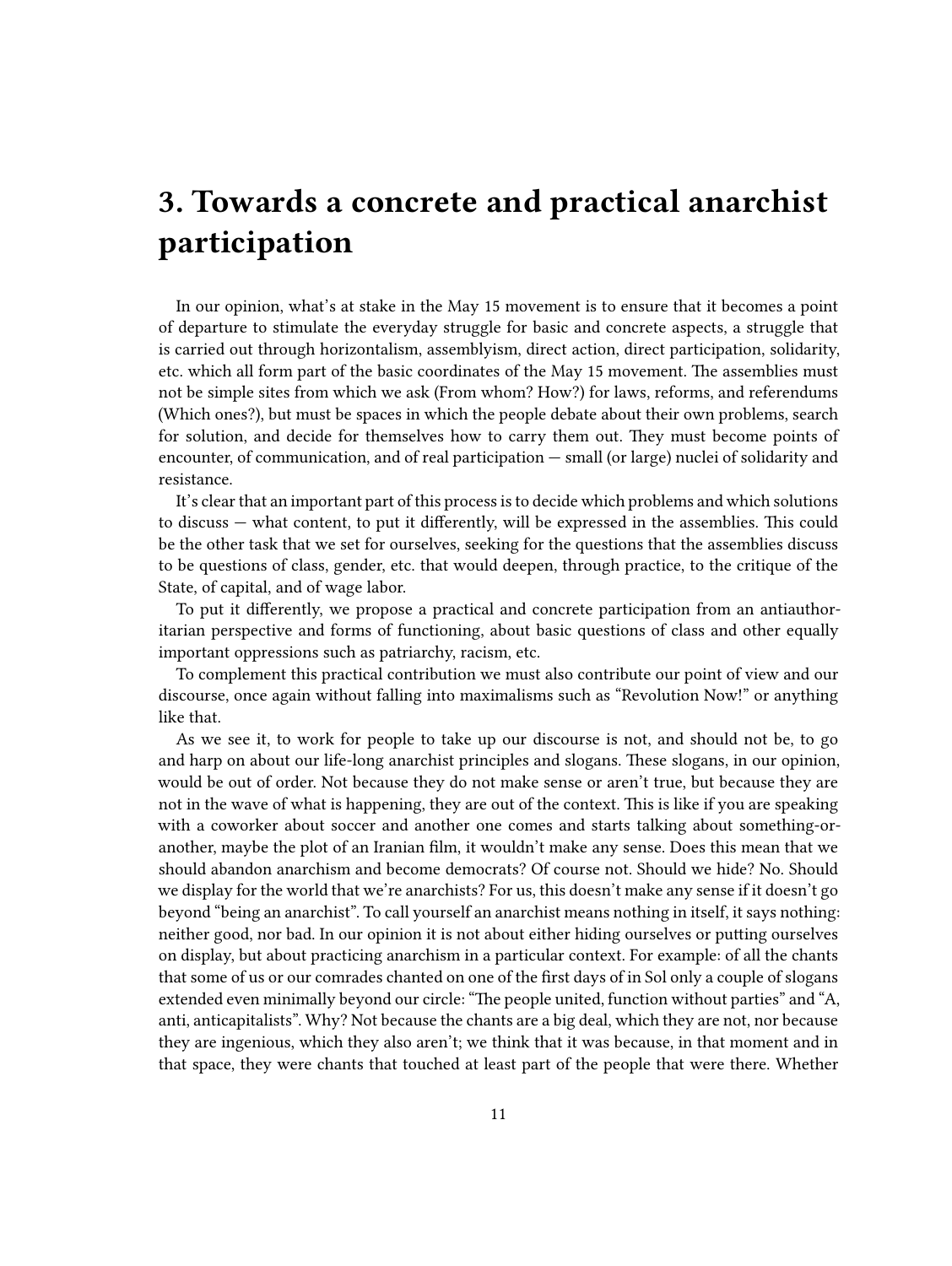# 3. Towards a concrete and practical anarchist participation

In our opinion, what's at stake in the May 15 movement is to ensure that it becomes a point of departure to stimulate the everyday struggle for basic and concrete aspects, a struggle that is carried out through horizontalism, assemblyism, direct action, direct participation, solidarity, etc. which all form part of the basic coordinates of the May 15 movement. The assemblies must not be simple sites from which we ask (From whom? How?) for laws, reforms, and referendums (Which ones?), but must be spaces in which the people debate about their own problems, search for solution, and decide for themselves how to carry them out. They must become points of encounter, of communication, and of real participation — small (or large) nuclei of solidarity and resistance.

It's clear that an important part of this process is to decide which problems and which solutions to discuss — what content, to put it differently, will be expressed in the assemblies. This could be the other task that we set for ourselves, seeking for the questions that the assemblies discuss to be questions of class, gender, etc. that would deepen, through practice, to the critique of the State, of capital, and of wage labor.

To put it differently, we propose a practical and concrete participation from an antiauthoritarian perspective and forms of functioning, about basic questions of class and other equally important oppressions such as patriarchy, racism, etc.

To complement this practical contribution we must also contribute our point of view and our discourse, once again without falling into maximalisms such as "Revolution Now!" or anything like that.

As we see it, to work for people to take up our discourse is not, and should not be, to go and harp on about our life-long anarchist principles and slogans. These slogans, in our opinion, would be out of order. Not because they do not make sense or aren't true, but because they are not in the wave of what is happening, they are out of the context. This is like if you are speaking with a coworker about soccer and another one comes and starts talking about something-or-another, maybe the plot of an Iranian film, it wouldn't make any sense. Does this mean that we should abandon anarchism and become democrats? Of course not. Should we hide? No. Should we display for the world that we're anarchists? For us, this doesn't make any sense if it doesn't go beyond "being an anarchist". To call yourself an anarchist means nothing in itself, it says nothing: neither good, nor bad. In our opinion it is not about either hiding ourselves or putting ourselves on display, but about practicing anarchism in a particular context. For example: of all the chants that some of us or our comrades chanted on one of the first days of in Sol only a couple of slogans extended even minimally beyond our circle: "The people united, function without parties" and "A, anti, anticapitalists". Why? Not because the chants are a big deal, which they are not, nor because they are ingenious, which they also aren't; we think that it was because, in that moment and in that space, they were chants that touched at least part of the people that were there. Whether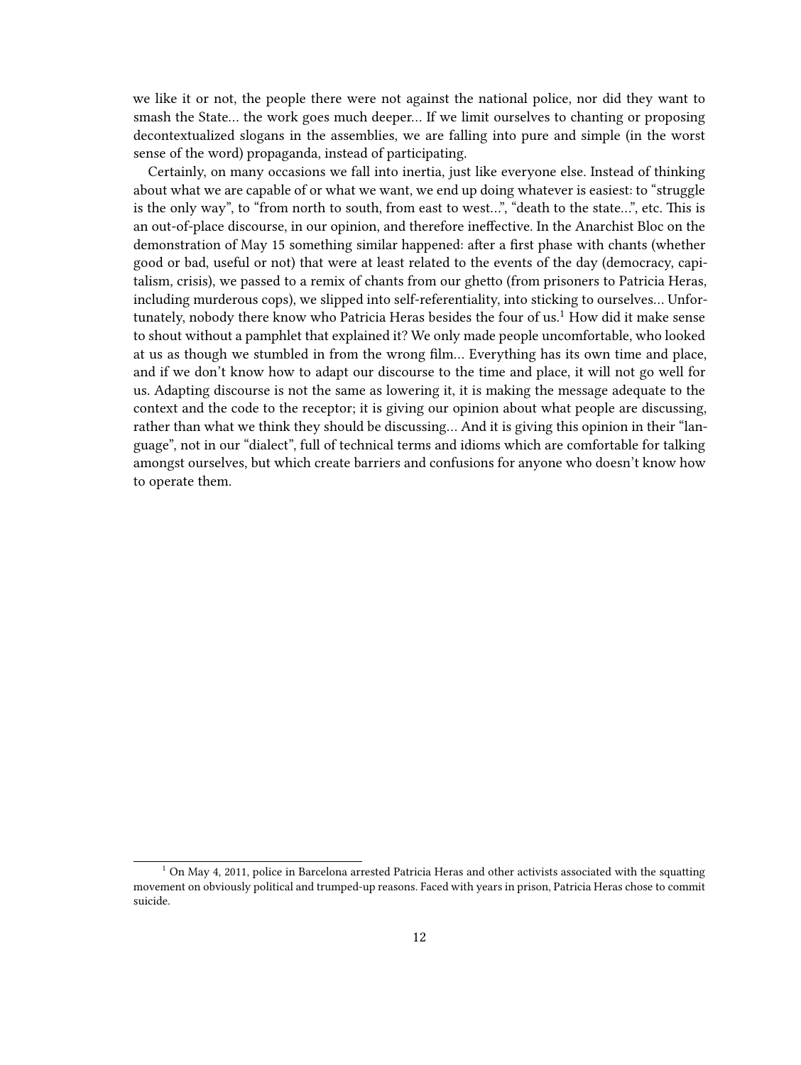we like it or not, the people there were not against the national police, nor did they want to smash the State… the work goes much deeper… If we limit ourselves to chanting or proposing decontextualized slogans in the assemblies, we are falling into pure and simple (in the worst sense of the word) propaganda, instead of participating.

Certainly, on many occasions we fall into inertia, just like everyone else. Instead of thinking about what we are capable of or what we want, we end up doing whatever is easiest: to "struggle is the only way", to "from north to south, from east to west…", "death to the state…", etc. This is an out-of-place discourse, in our opinion, and therefore ineffective. In the Anarchist Bloc on the demonstration of May 15 something similar happened: after a first phase with chants (whether good or bad, useful or not) that were at least related to the events of the day (democracy, capitalism, crisis), we passed to a remix of chants from our ghetto (from prisoners to Patricia Heras, including murderous cops), we slipped into self-referentiality, into sticking to ourselves… Unfortunately, nobody there know who Patricia Heras besides the four of us.[1] How did it make sense to shout without a pamphlet that explained it? We only made people uncomfortable, who looked at us as though we stumbled in from the wrong film… Everything has its own time and place, and if we don't know how to adapt our discourse to the time and place, it will not go well for us. Adapting discourse is not the same as lowering it, it is making the message adequate to the context and the code to the receptor; it is giving our opinion about what people are discussing, rather than what we think they should be discussing… And it is giving this opinion in their "language", not in our "dialect", full of technical terms and idioms which are comfortable for talking amongst ourselves, but which create barriers and confusions for anyone who doesn't know how to operate them.

[1] On May 4, 2011, police in Barcelona arrested Patricia Heras and other activists associated with the squatting movement on obviously political and trumped-up reasons. Faced with years in prison, Patricia Heras chose to commit suicide.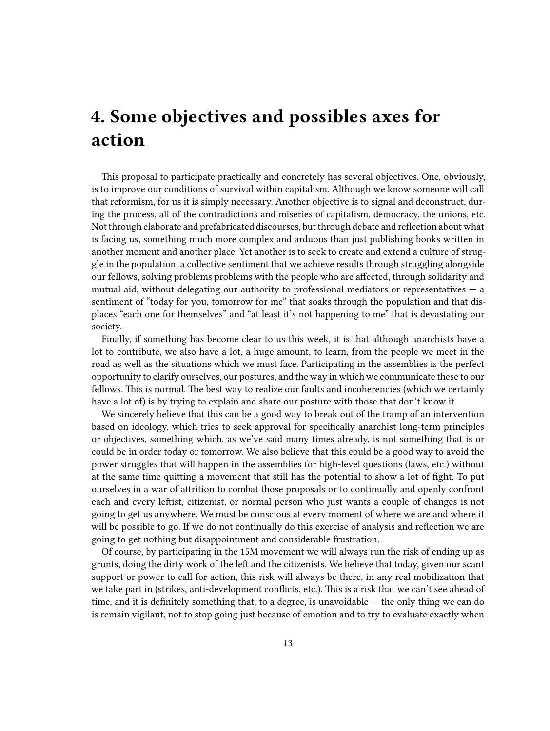# 4. Some objectives and possibles axes for action

This proposal to participate practically and concretely has several objectives. One, obviously, is to improve our conditions of survival within capitalism. Although we know someone will call that reformism, for us it is simply necessary. Another objective is to signal and deconstruct, during the process, all of the contradictions and miseries of capitalism, democracy, the unions, etc. Not through elaborate and prefabricated discourses, but through debate and reflection about what is facing us, something much more complex and arduous than just publishing books written in another moment and another place. Yet another is to seek to create and extend a culture of struggle in the population, a collective sentiment that we achieve results through struggling alongside our fellows, solving problems problems with the people who are affected, through solidarity and mutual aid, without delegating our authority to professional mediators or representatives — a sentiment of "today for you, tomorrow for me" that soaks through the population and that displaces "each one for themselves" and "at least it's not happening to me" that is devastating our society.

Finally, if something has become clear to us this week, it is that although anarchists have a lot to contribute, we also have a lot, a huge amount, to learn, from the people we meet in the road as well as the situations which we must face. Participating in the assemblies is the perfect opportunity to clarify ourselves, our postures, and the way in which we communicate these to our fellows. This is normal. The best way to realize our faults and incoherencies (which we certainly have a lot of) is by trying to explain and share our posture with those that don't know it.

We sincerely believe that this can be a good way to break out of the tramp of an intervention based on ideology, which tries to seek approval for specifically anarchist long-term principles or objectives, something which, as we've said many times already, is not something that is or could be in order today or tomorrow. We also believe that this could be a good way to avoid the power struggles that will happen in the assemblies for high-level questions (laws, etc.) without at the same time quitting a movement that still has the potential to show a lot of fight. To put ourselves in a war of attrition to combat those proposals or to continually and openly confront each and every leftist, citizenist, or normal person who just wants a couple of changes is not going to get us anywhere. We must be conscious at every moment of where we are and where it will be possible to go. If we do not continually do this exercise of analysis and reflection we are going to get nothing but disappointment and considerable frustration.

Of course, by participating in the 15M movement we will always run the risk of ending up as grunts, doing the dirty work of the left and the citizenists. We believe that today, given our scant support or power to call for action, this risk will always be there, in any real mobilization that we take part in (strikes, anti-development conflicts, etc.). This is a risk that we can't see ahead of time, and it is definitely something that, to a degree, is unavoidable — the only thing we can do is remain vigilant, not to stop going just because of emotion and to try to evaluate exactly when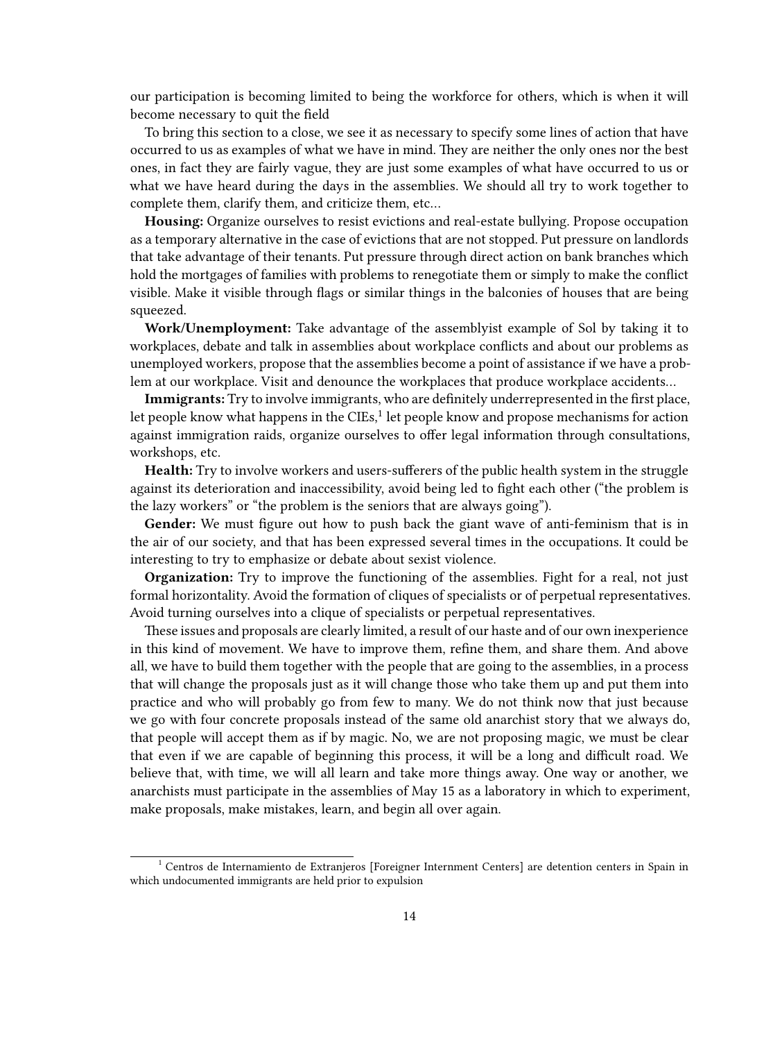our participation is becoming limited to being the workforce for others, which is when it will become necessary to quit the field

To bring this section to a close, we see it as necessary to specify some lines of action that have occurred to us as examples of what we have in mind. They are neither the only ones nor the best ones, in fact they are fairly vague, they are just some examples of what have occurred to us or what we have heard during the days in the assemblies. We should all try to work together to complete them, clarify them, and criticize them, etc…

**Housing:** Organize ourselves to resist evictions and real-estate bullying. Propose occupation as a temporary alternative in the case of evictions that are not stopped. Put pressure on landlords that take advantage of their tenants. Put pressure through direct action on bank branches which hold the mortgages of families with problems to renegotiate them or simply to make the conflict visible. Make it visible through flags or similar things in the balconies of houses that are being squeezed.

**Work/Unemployment:** Take advantage of the assemblyist example of Sol by taking it to workplaces, debate and talk in assemblies about workplace conflicts and about our problems as unemployed workers, propose that the assemblies become a point of assistance if we have a problem at our workplace. Visit and denounce the workplaces that produce workplace accidents…

**Immigrants:** Try to involve immigrants, who are definitely underrepresented in the first place, let people know what happens in the CIEs,[1] let people know and propose mechanisms for action against immigration raids, organize ourselves to offer legal information through consultations, workshops, etc.

**Health:** Try to involve workers and users-sufferers of the public health system in the struggle against its deterioration and inaccessibility, avoid being led to fight each other ("the problem is the lazy workers" or "the problem is the seniors that are always going").

**Gender:** We must figure out how to push back the giant wave of anti-feminism that is in the air of our society, and that has been expressed several times in the occupations. It could be interesting to try to emphasize or debate about sexist violence.

**Organization:** Try to improve the functioning of the assemblies. Fight for a real, not just formal horizontality. Avoid the formation of cliques of specialists or of perpetual representatives. Avoid turning ourselves into a clique of specialists or perpetual representatives.

These issues and proposals are clearly limited, a result of our haste and of our own inexperience in this kind of movement. We have to improve them, refine them, and share them. And above all, we have to build them together with the people that are going to the assemblies, in a process that will change the proposals just as it will change those who take them up and put them into practice and who will probably go from few to many. We do not think now that just because we go with four concrete proposals instead of the same old anarchist story that we always do, that people will accept them as if by magic. No, we are not proposing magic, we must be clear that even if we are capable of beginning this process, it will be a long and difficult road. We believe that, with time, we will all learn and take more things away. One way or another, we anarchists must participate in the assemblies of May 15 as a laboratory in which to experiment, make proposals, make mistakes, learn, and begin all over again.

---

[1] Centros de Internamiento de Extranjeros [Foreigner Internment Centers] are detention centers in Spain in which undocumented immigrants are held prior to expulsion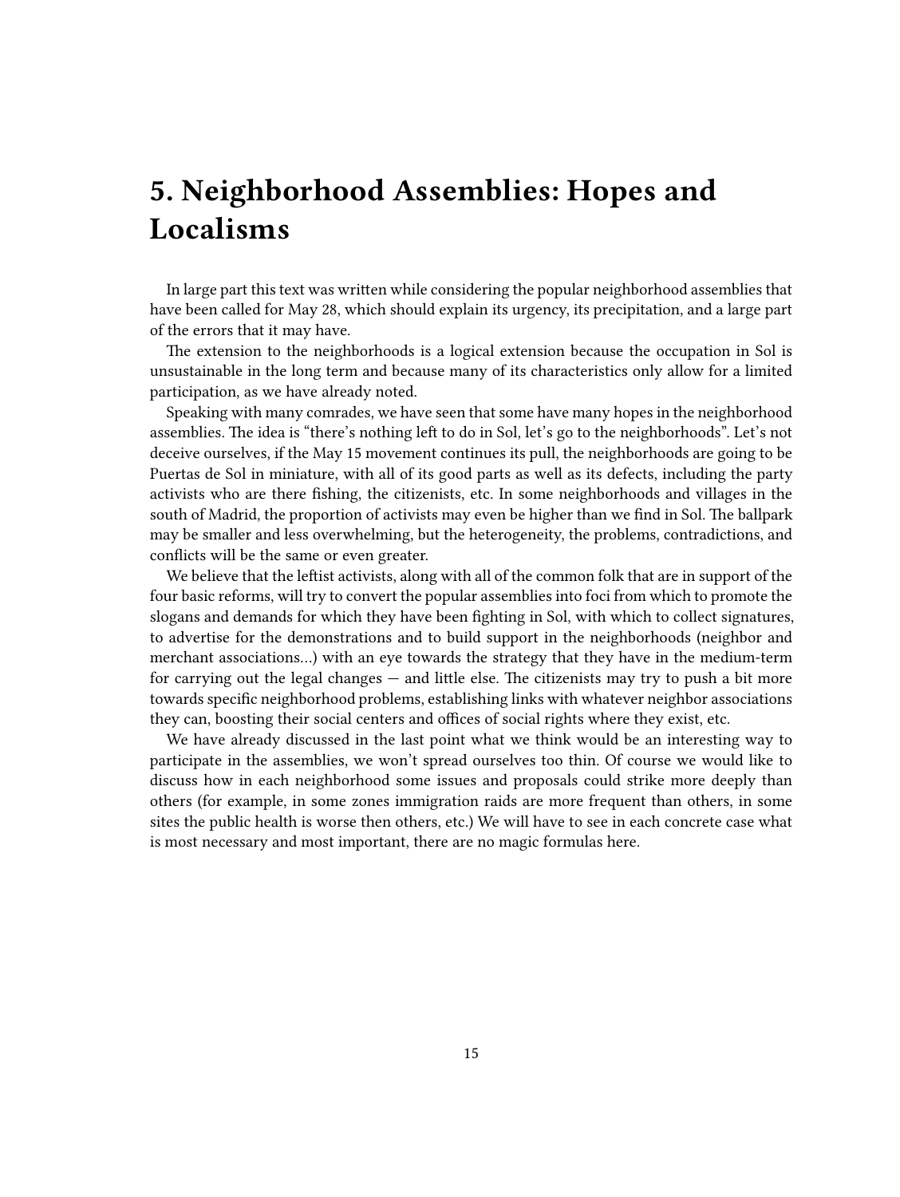# 5. Neighborhood Assemblies: Hopes and Localisms

In large part this text was written while considering the popular neighborhood assemblies that have been called for May 28, which should explain its urgency, its precipitation, and a large part of the errors that it may have.

The extension to the neighborhoods is a logical extension because the occupation in Sol is unsustainable in the long term and because many of its characteristics only allow for a limited participation, as we have already noted.

Speaking with many comrades, we have seen that some have many hopes in the neighborhood assemblies. The idea is "there's nothing left to do in Sol, let's go to the neighborhoods". Let's not deceive ourselves, if the May 15 movement continues its pull, the neighborhoods are going to be Puertas de Sol in miniature, with all of its good parts as well as its defects, including the party activists who are there fishing, the citizenists, etc. In some neighborhoods and villages in the south of Madrid, the proportion of activists may even be higher than we find in Sol. The ballpark may be smaller and less overwhelming, but the heterogeneity, the problems, contradictions, and conflicts will be the same or even greater.

We believe that the leftist activists, along with all of the common folk that are in support of the four basic reforms, will try to convert the popular assemblies into foci from which to promote the slogans and demands for which they have been fighting in Sol, with which to collect signatures, to advertise for the demonstrations and to build support in the neighborhoods (neighbor and merchant associations…) with an eye towards the strategy that they have in the medium-term for carrying out the legal changes — and little else. The citizenists may try to push a bit more towards specific neighborhood problems, establishing links with whatever neighbor associations they can, boosting their social centers and offices of social rights where they exist, etc.

We have already discussed in the last point what we think would be an interesting way to participate in the assemblies, we won't spread ourselves too thin. Of course we would like to discuss how in each neighborhood some issues and proposals could strike more deeply than others (for example, in some zones immigration raids are more frequent than others, in some sites the public health is worse then others, etc.) We will have to see in each concrete case what is most necessary and most important, there are no magic formulas here.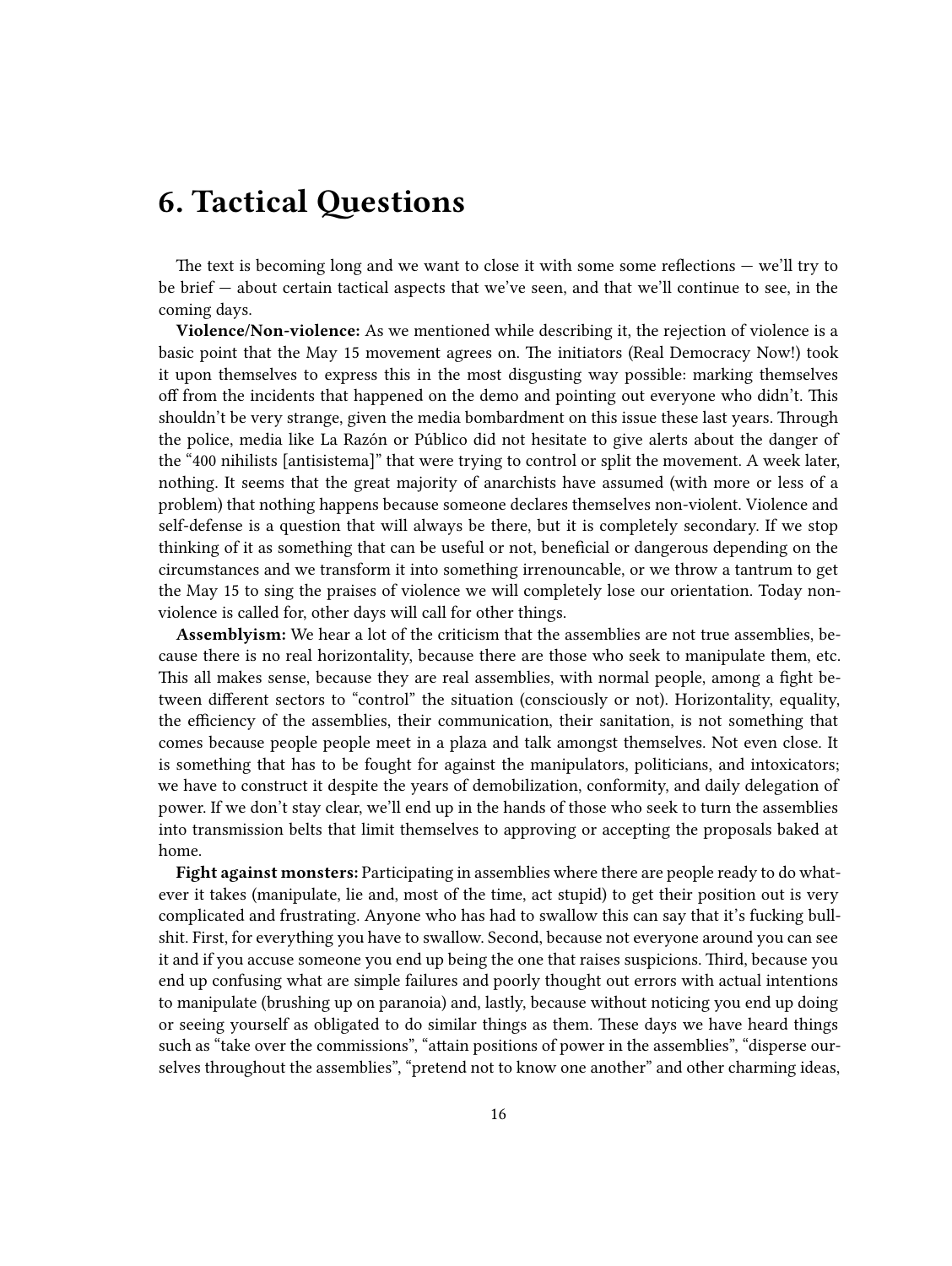# 6. Tactical Questions

The text is becoming long and we want to close it with some some reflections — we'll try to be brief — about certain tactical aspects that we've seen, and that we'll continue to see, in the coming days.

**Violence/Non-violence:** As we mentioned while describing it, the rejection of violence is a basic point that the May 15 movement agrees on. The initiators (Real Democracy Now!) took it upon themselves to express this in the most disgusting way possible: marking themselves off from the incidents that happened on the demo and pointing out everyone who didn't. This shouldn't be very strange, given the media bombardment on this issue these last years. Through the police, media like La Razón or Público did not hesitate to give alerts about the danger of the "400 nihilists [antisistema]" that were trying to control or split the movement. A week later, nothing. It seems that the great majority of anarchists have assumed (with more or less of a problem) that nothing happens because someone declares themselves non-violent. Violence and self-defense is a question that will always be there, but it is completely secondary. If we stop thinking of it as something that can be useful or not, beneficial or dangerous depending on the circumstances and we transform it into something irrenouncable, or we throw a tantrum to get the May 15 to sing the praises of violence we will completely lose our orientation. Today non-violence is called for, other days will call for other things.

**Assemblyism:** We hear a lot of the criticism that the assemblies are not true assemblies, because there is no real horizontality, because there are those who seek to manipulate them, etc. This all makes sense, because they are real assemblies, with normal people, among a fight between different sectors to "control" the situation (consciously or not). Horizontality, equality, the efficiency of the assemblies, their communication, their sanitation, is not something that comes because people people meet in a plaza and talk amongst themselves. Not even close. It is something that has to be fought for against the manipulators, politicians, and intoxicators; we have to construct it despite the years of demobilization, conformity, and daily delegation of power. If we don't stay clear, we'll end up in the hands of those who seek to turn the assemblies into transmission belts that limit themselves to approving or accepting the proposals baked at home.

**Fight against monsters:** Participating in assemblies where there are people ready to do whatever it takes (manipulate, lie and, most of the time, act stupid) to get their position out is very complicated and frustrating. Anyone who has had to swallow this can say that it's fucking bullshit. First, for everything you have to swallow. Second, because not everyone around you can see it and if you accuse someone you end up being the one that raises suspicions. Third, because you end up confusing what are simple failures and poorly thought out errors with actual intentions to manipulate (brushing up on paranoia) and, lastly, because without noticing you end up doing or seeing yourself as obligated to do similar things as them. These days we have heard things such as "take over the commissions", "attain positions of power in the assemblies", "disperse ourselves throughout the assemblies", "pretend not to know one another" and other charming ideas,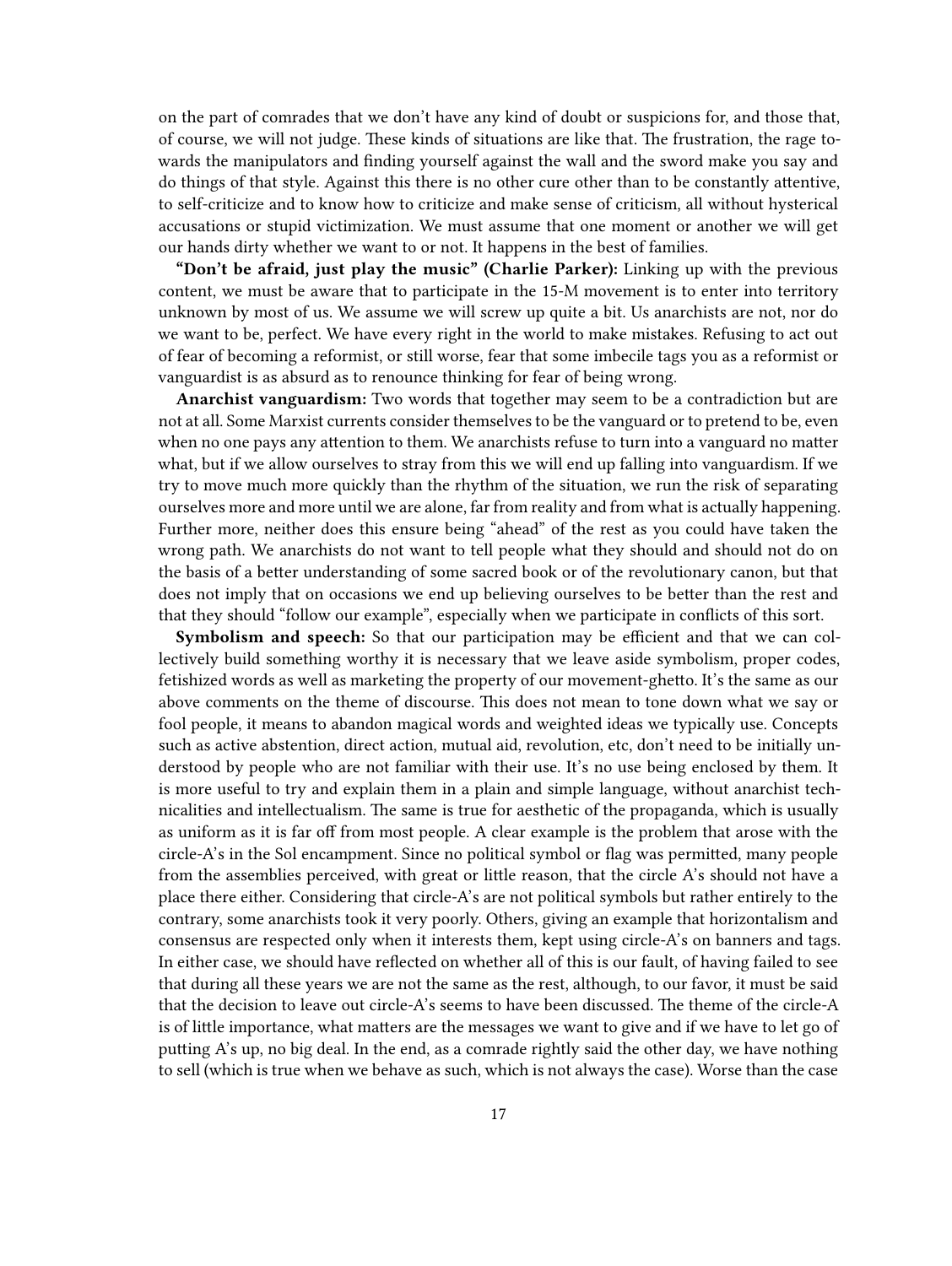on the part of comrades that we don't have any kind of doubt or suspicions for, and those that, of course, we will not judge. These kinds of situations are like that. The frustration, the rage towards the manipulators and finding yourself against the wall and the sword make you say and do things of that style. Against this there is no other cure other than to be constantly attentive, to self-criticize and to know how to criticize and make sense of criticism, all without hysterical accusations or stupid victimization. We must assume that one moment or another we will get our hands dirty whether we want to or not. It happens in the best of families.

**"Don't be afraid, just play the music" (Charlie Parker):** Linking up with the previous content, we must be aware that to participate in the 15-M movement is to enter into territory unknown by most of us. We assume we will screw up quite a bit. Us anarchists are not, nor do we want to be, perfect. We have every right in the world to make mistakes. Refusing to act out of fear of becoming a reformist, or still worse, fear that some imbecile tags you as a reformist or vanguardist is as absurd as to renounce thinking for fear of being wrong.

**Anarchist vanguardism:** Two words that together may seem to be a contradiction but are not at all. Some Marxist currents consider themselves to be the vanguard or to pretend to be, even when no one pays any attention to them. We anarchists refuse to turn into a vanguard no matter what, but if we allow ourselves to stray from this we will end up falling into vanguardism. If we try to move much more quickly than the rhythm of the situation, we run the risk of separating ourselves more and more until we are alone, far from reality and from what is actually happening. Further more, neither does this ensure being "ahead" of the rest as you could have taken the wrong path. We anarchists do not want to tell people what they should and should not do on the basis of a better understanding of some sacred book or of the revolutionary canon, but that does not imply that on occasions we end up believing ourselves to be better than the rest and that they should "follow our example", especially when we participate in conflicts of this sort.

**Symbolism and speech:** So that our participation may be efficient and that we can collectively build something worthy it is necessary that we leave aside symbolism, proper codes, fetishized words as well as marketing the property of our movement-ghetto. It's the same as our above comments on the theme of discourse. This does not mean to tone down what we say or fool people, it means to abandon magical words and weighted ideas we typically use. Concepts such as active abstention, direct action, mutual aid, revolution, etc, don't need to be initially understood by people who are not familiar with their use. It's no use being enclosed by them. It is more useful to try and explain them in a plain and simple language, without anarchist technicalities and intellectualism. The same is true for aesthetic of the propaganda, which is usually as uniform as it is far off from most people. A clear exmaple is the problem that arose with the circle-A's in the Sol encampment. Since no political symbol or flag was permitted, many people from the assemblies perceived, with great or little reason, that the circle A's should not have a place there either. Considering that circle-A's are not political symbols but rather entirely to the contrary, some anarchists took it very poorly. Others, giving an example that horizontalism and consensus are respected only when it interests them, kept using circle-A's on banners and tags. In either case, we should have reflected on whether all of this is our fault, of having failed to see that during all these years we are not the same as the rest, although, to our favor, it must be said that the decision to leave out circle-A's seems to have been discussed. The theme of the circle-A is of little importance, what matters are the messages we want to give and if we have to let go of putting A's up, no big deal. In the end, as a comrade rightly said the other day, we have nothing to sell (which is true when we behave as such, which is not always the case). Worse than the case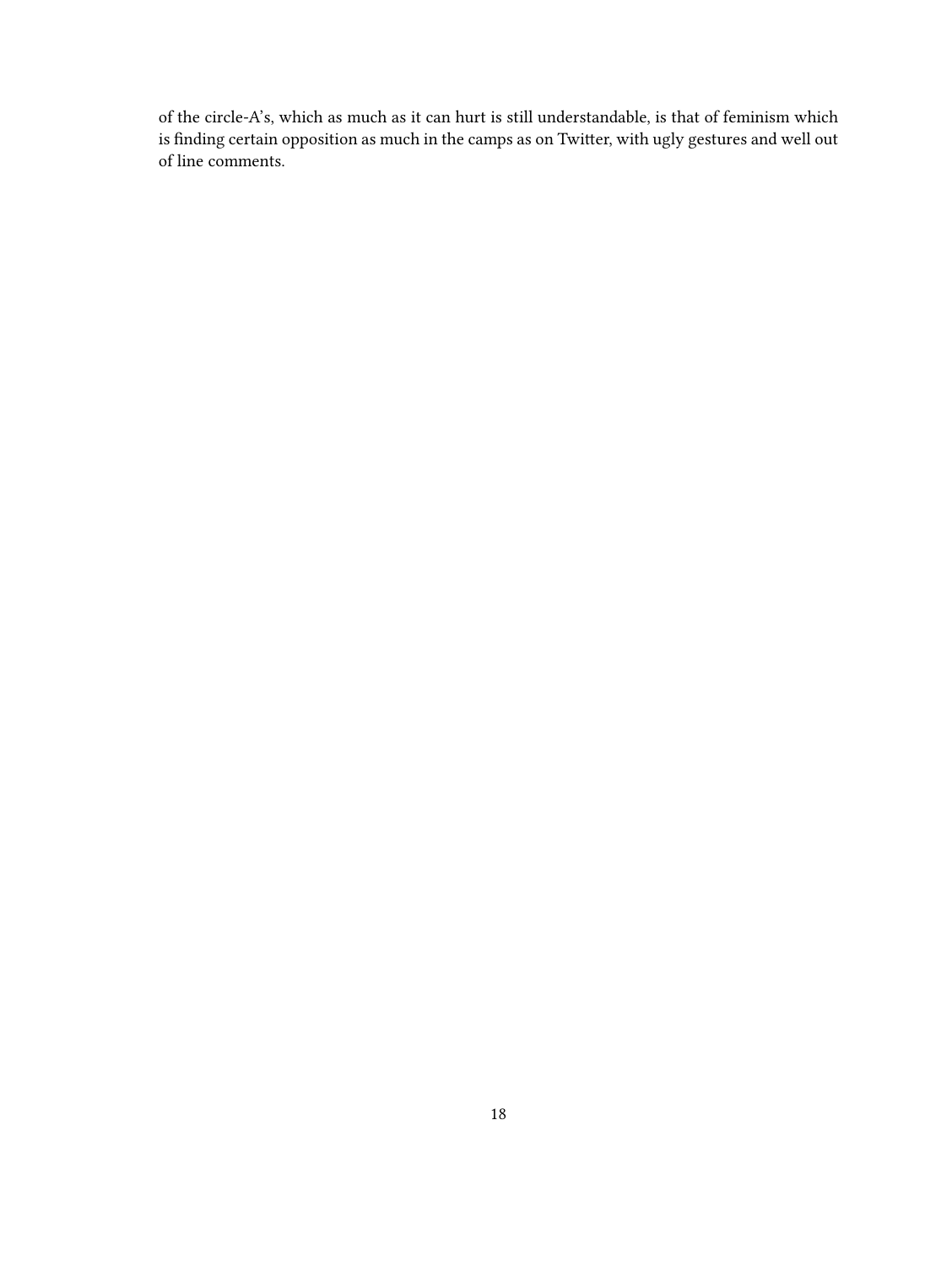of the circle-A's, which as much as it can hurt is still understandable, is that of feminism which is finding certain opposition as much in the camps as on Twitter, with ugly gestures and well out of line comments.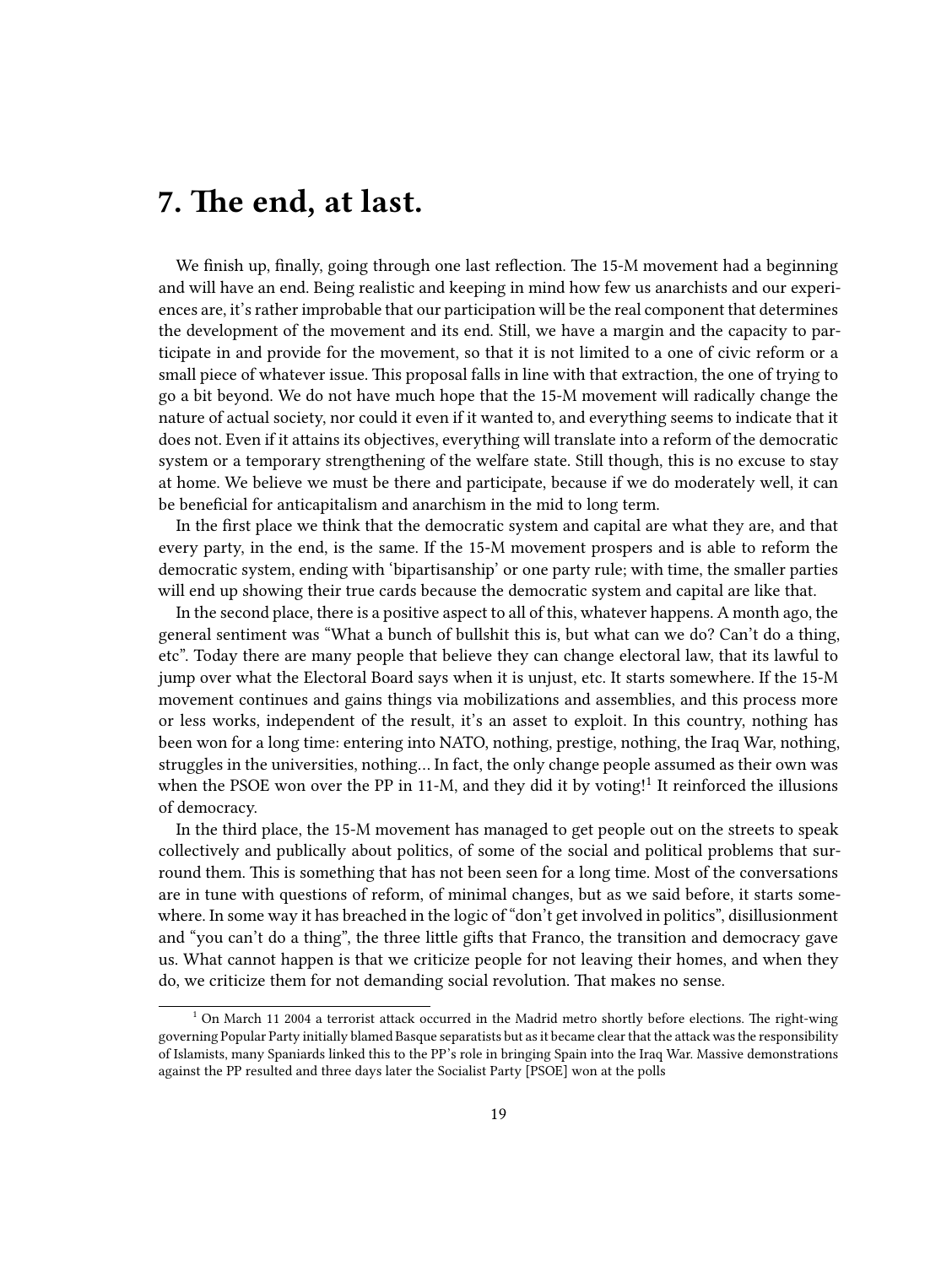# 7. The end, at last.

We finish up, finally, going through one last reflection. The 15-M movement had a beginning and will have an end. Being realistic and keeping in mind how few us anarchists and our experiences are, it's rather improbable that our participation will be the real component that determines the development of the movement and its end. Still, we have a margin and the capacity to participate in and provide for the movement, so that it is not limited to a one of civic reform or a small piece of whatever issue. This proposal falls in line with that extraction, the one of trying to go a bit beyond. We do not have much hope that the 15-M movement will radically change the nature of actual society, nor could it even if it wanted to, and everything seems to indicate that it does not. Even if it attains its objectives, everything will translate into a reform of the democratic system or a temporary strengthening of the welfare state. Still though, this is no excuse to stay at home. We believe we must be there and participate, because if we do moderately well, it can be beneficial for anticapitalism and anarchism in the mid to long term.

In the first place we think that the democratic system and capital are what they are, and that every party, in the end, is the same. If the 15-M movement prospers and is able to reform the democratic system, ending with 'bipartisanship' or one party rule; with time, the smaller parties will end up showing their true cards because the democratic system and capital are like that.

In the second place, there is a positive aspect to all of this, whatever happens. A month ago, the general sentiment was "What a bunch of bullshit this is, but what can we do? Can't do a thing, etc". Today there are many people that believe they can change electoral law, that its lawful to jump over what the Electoral Board says when it is unjust, etc. It starts somewhere. If the 15-M movement continues and gains things via mobilizations and assemblies, and this process more or less works, independent of the result, it's an asset to exploit. In this country, nothing has been won for a long time: entering into NATO, nothing, prestige, nothing, the Iraq War, nothing, struggles in the universities, nothing… In fact, the only change people assumed as their own was when the PSOE won over the PP in 11-M, and they did it by voting![1] It reinforced the illusions of democracy.

In the third place, the 15-M movement has managed to get people out on the streets to speak collectively and publically about politics, of some of the social and political problems that surround them. This is something that has not been seen for a long time. Most of the conversations are in tune with questions of reform, of minimal changes, but as we said before, it starts somewhere. In some way it has breached in the logic of "don't get involved in politics", disillusionment and "you can't do a thing", the three little gifts that Franco, the transition and democracy gave us. What cannot happen is that we criticize people for not leaving their homes, and when they do, we criticize them for not demanding social revolution. That makes no sense.

[1] On March 11 2004 a terrorist attack occurred in the Madrid metro shortly before elections. The right-wing governing Popular Party initially blamed Basque separatists but as it became clear that the attack was the responsibility of Islamists, many Spaniards linked this to the PP's role in bringing Spain into the Iraq War. Massive demonstrations against the PP resulted and three days later the Socialist Party [PSOE] won at the polls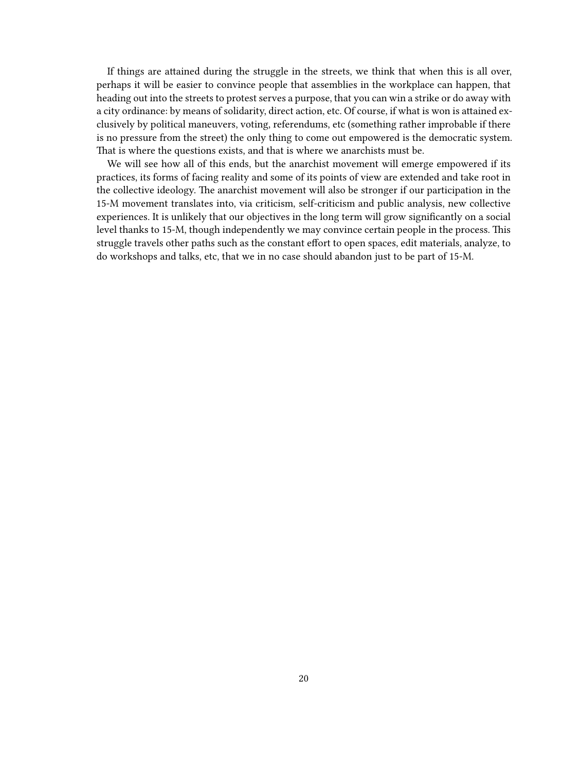If things are attained during the struggle in the streets, we think that when this is all over, perhaps it will be easier to convince people that assemblies in the workplace can happen, that heading out into the streets to protest serves a purpose, that you can win a strike or do away with a city ordinance: by means of solidarity, direct action, etc. Of course, if what is won is attained exclusively by political maneuvers, voting, referendums, etc (something rather improbable if there is no pressure from the street) the only thing to come out empowered is the democratic system. That is where the questions exists, and that is where we anarchists must be.

We will see how all of this ends, but the anarchist movement will emerge empowered if its practices, its forms of facing reality and some of its points of view are extended and take root in the collective ideology. The anarchist movement will also be stronger if our participation in the 15-M movement translates into, via criticism, self-criticism and public analysis, new collective experiences. It is unlikely that our objectives in the long term will grow significantly on a social level thanks to 15-M, though independently we may convince certain people in the process. This struggle travels other paths such as the constant effort to open spaces, edit materials, analyze, to do workshops and talks, etc, that we in no case should abandon just to be part of 15-M.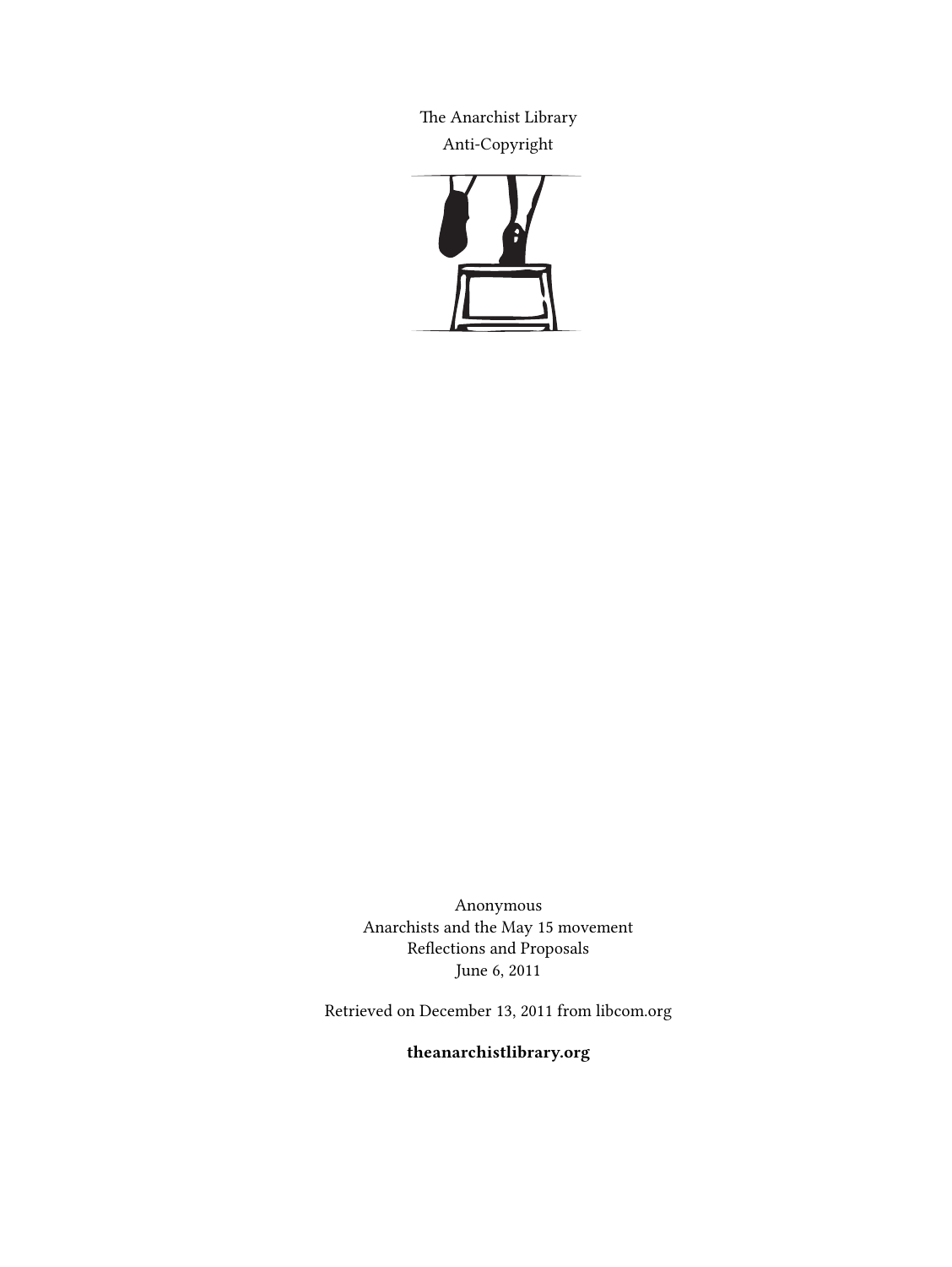The Anarchist Library
Anti-Copyright

Anonymous
Anarchists and the May 15 movement
Reflections and Proposals
June 6, 2011

Retrieved on December 13, 2011 from libcom.org

**theanarchistlibrary.org**